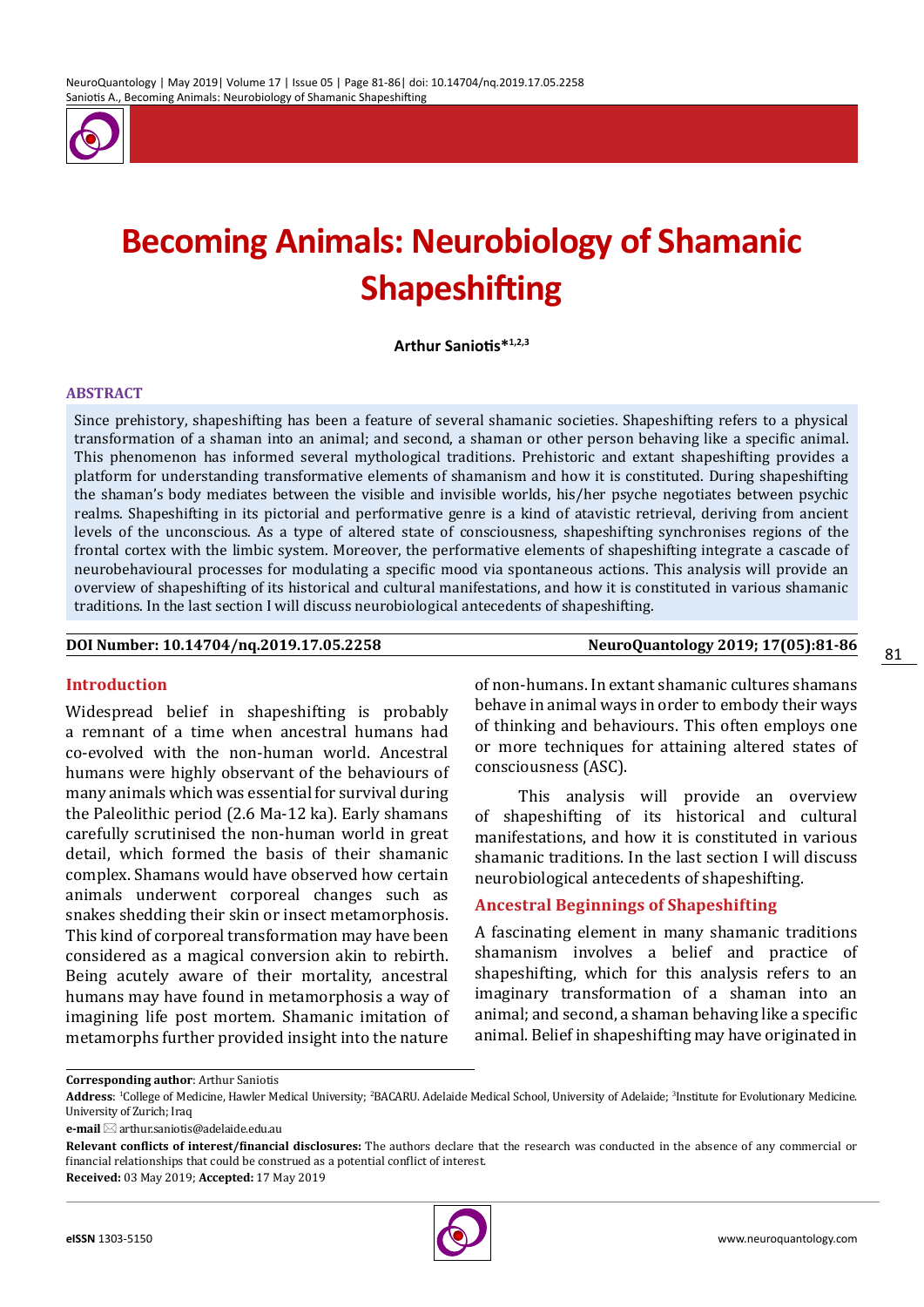# Becoming Animals: Neurobiology of Shamanic Shapeshifting

**Arthur Saniotis***[1,2,3]

## ABSTRACT

Since prehistory, shapeshifting has been a feature of several shamanic societies. Shapeshifting refers to a physical transformation of a shaman into an animal; and second, a shaman or other person behaving like a specific animal. This phenomenon has informed several mythological traditions. Prehistoric and extant shapeshifting provides a platform for understanding transformative elements of shamanism and how it is constituted. During shapeshifting the shaman's body mediates between the visible and invisible worlds, his/her psyche negotiates between psychic realms. Shapeshifting in its pictorial and performative genre is a kind of atavistic retrieval, deriving from ancient levels of the unconscious. As a type of altered state of consciousness, shapeshifting synchronises regions of the frontal cortex with the limbic system. Moreover, the performative elements of shapeshifting integrate a cascade of neurobehavioural processes for modulating a specific mood via spontaneous actions. This analysis will provide an overview of shapeshifting of its historical and cultural manifestations, and how it is constituted in various shamanic traditions. In the last section I will discuss neurobiological antecedents of shapeshifting.

**DOI Number: 10.14704/nq.2019.17.05.2258** **NeuroQuantology 2019; 17(05):81-86**

## Introduction

Widespread belief in shapeshifting is probably a remnant of a time when ancestral humans had co-evolved with the non-human world. Ancestral humans were highly observant of the behaviours of many animals which was essential for survival during the Paleolithic period (2.6 Ma-12 ka). Early shamans carefully scrutinised the non-human world in great detail, which formed the basis of their shamanic complex. Shamans would have observed how certain animals underwent corporeal changes such as snakes shedding their skin or insect metamorphosis. This kind of corporeal transformation may have been considered as a magical conversion akin to rebirth. Being acutely aware of their mortality, ancestral humans may have found in metamorphosis a way of imagining life post mortem. Shamanic imitation of metamorphs further provided insight into the nature of non-humans. In extant shamanic cultures shamans behave in animal ways in order to embody their ways of thinking and behaviours. This often employs one or more techniques for attaining altered states of consciousness (ASC).

This analysis will provide an overview of shapeshifting of its historical and cultural manifestations, and how it is constituted in various shamanic traditions. In the last section I will discuss neurobiological antecedents of shapeshifting.

## Ancestral Beginnings of Shapeshifting

A fascinating element in many shamanic traditions shamanism involves a belief and practice of shapeshifting, which for this analysis refers to an imaginary transformation of a shaman into an animal; and second, a shaman behaving like a specific animal. Belief in shapeshifting may have originated in

---

**Corresponding author**: Arthur Saniotis

**Address**: [1]College of Medicine, Hawler Medical University; [2]BACARU. Adelaide Medical School, University of Adelaide; [3]Institute for Evolutionary Medicine. University of Zurich; Iraq

**e-mail** ✉ arthur.saniotis@adelaide.edu.au

**Relevant conflicts of interest/financial disclosures:** The authors declare that the research was conducted in the absence of any commercial or financial relationships that could be construed as a potential conflict of interest.

**Received:** 03 May 2019; **Accepted:** 17 May 2019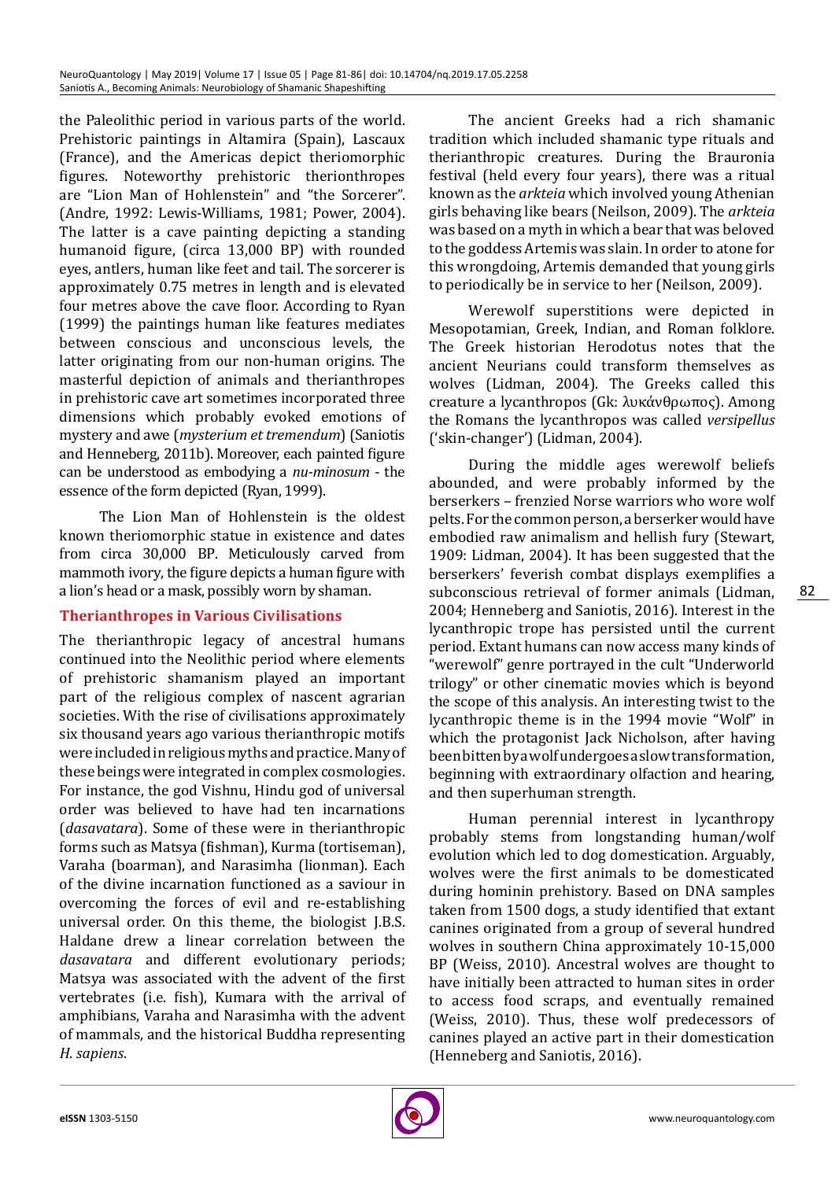the Paleolithic period in various parts of the world. Prehistoric paintings in Altamira (Spain), Lascaux (France), and the Americas depict theriomorphic figures. Noteworthy prehistoric therionthropes are "Lion Man of Hohlenstein" and "the Sorcerer". (Andre, 1992: Lewis-Williams, 1981; Power, 2004). The latter is a cave painting depicting a standing humanoid figure, (circa 13,000 BP) with rounded eyes, antlers, human like feet and tail. The sorcerer is approximately 0.75 metres in length and is elevated four metres above the cave floor. According to Ryan (1999) the paintings human like features mediates between conscious and unconscious levels, the latter originating from our non-human origins. The masterful depiction of animals and therianthropes in prehistoric cave art sometimes incorporated three dimensions which probably evoked emotions of mystery and awe (*mysterium et tremendum*) (Saniotis and Henneberg, 2011b). Moreover, each painted figure can be understood as embodying a *nu-minosum* - the essence of the form depicted (Ryan, 1999).

The Lion Man of Hohlenstein is the oldest known theriomorphic statue in existence and dates from circa 30,000 BP. Meticulously carved from mammoth ivory, the figure depicts a human figure with a lion's head or a mask, possibly worn by shaman.

## Therianthropes in Various Civilisations

The therianthropic legacy of ancestral humans continued into the Neolithic period where elements of prehistoric shamanism played an important part of the religious complex of nascent agrarian societies. With the rise of civilisations approximately six thousand years ago various therianthropic motifs were included in religious myths and practice. Many of these beings were integrated in complex cosmologies. For instance, the god Vishnu, Hindu god of universal order was believed to have had ten incarnations (*dasavatara*). Some of these were in therianthropic forms such as Matsya (fishman), Kurma (tortiseman), Varaha (boarman), and Narasimha (lionman). Each of the divine incarnation functioned as a saviour in overcoming the forces of evil and re-establishing universal order. On this theme, the biologist J.B.S. Haldane drew a linear correlation between the *dasavatara* and different evolutionary periods; Matsya was associated with the advent of the first vertebrates (i.e. fish), Kumara with the arrival of amphibians, Varaha and Narasimha with the advent of mammals, and the historical Buddha representing *H. sapiens*.

The ancient Greeks had a rich shamanic tradition which included shamanic type rituals and therianthropic creatures. During the Brauronia festival (held every four years), there was a ritual known as the *arkteia* which involved young Athenian girls behaving like bears (Neilson, 2009). The *arkteia* was based on a myth in which a bear that was beloved to the goddess Artemis was slain. In order to atone for this wrongdoing, Artemis demanded that young girls to periodically be in service to her (Neilson, 2009).

Werewolf superstitions were depicted in Mesopotamian, Greek, Indian, and Roman folklore. The Greek historian Herodotus notes that the ancient Neurians could transform themselves as wolves (Lidman, 2004). The Greeks called this creature a lycanthropos (Gk: λυκάνθρωπος). Among the Romans the lycanthropos was called *versipellus* ('skin-changer') (Lidman, 2004).

During the middle ages werewolf beliefs abounded, and were probably informed by the berserkers – frenzied Norse warriors who wore wolf pelts. For the common person, a berserker would have embodied raw animalism and hellish fury (Stewart, 1909: Lidman, 2004). It has been suggested that the berserkers' feverish combat displays exemplifies a subconscious retrieval of former animals (Lidman, 2004; Henneberg and Saniotis, 2016). Interest in the lycanthropic trope has persisted until the current period. Extant humans can now access many kinds of "werewolf" genre portrayed in the cult "Underworld trilogy" or other cinematic movies which is beyond the scope of this analysis. An interesting twist to the lycanthropic theme is in the 1994 movie "Wolf" in which the protagonist Jack Nicholson, after having been bitten by a wolf undergoes a slow transformation, beginning with extraordinary olfaction and hearing, and then superhuman strength.

Human perennial interest in lycanthropy probably stems from longstanding human/wolf evolution which led to dog domestication. Arguably, wolves were the first animals to be domesticated during hominin prehistory. Based on DNA samples taken from 1500 dogs, a study identified that extant canines originated from a group of several hundred wolves in southern China approximately 10-15,000 BP (Weiss, 2010). Ancestral wolves are thought to have initially been attracted to human sites in order to access food scraps, and eventually remained (Weiss, 2010). Thus, these wolf predecessors of canines played an active part in their domestication (Henneberg and Saniotis, 2016).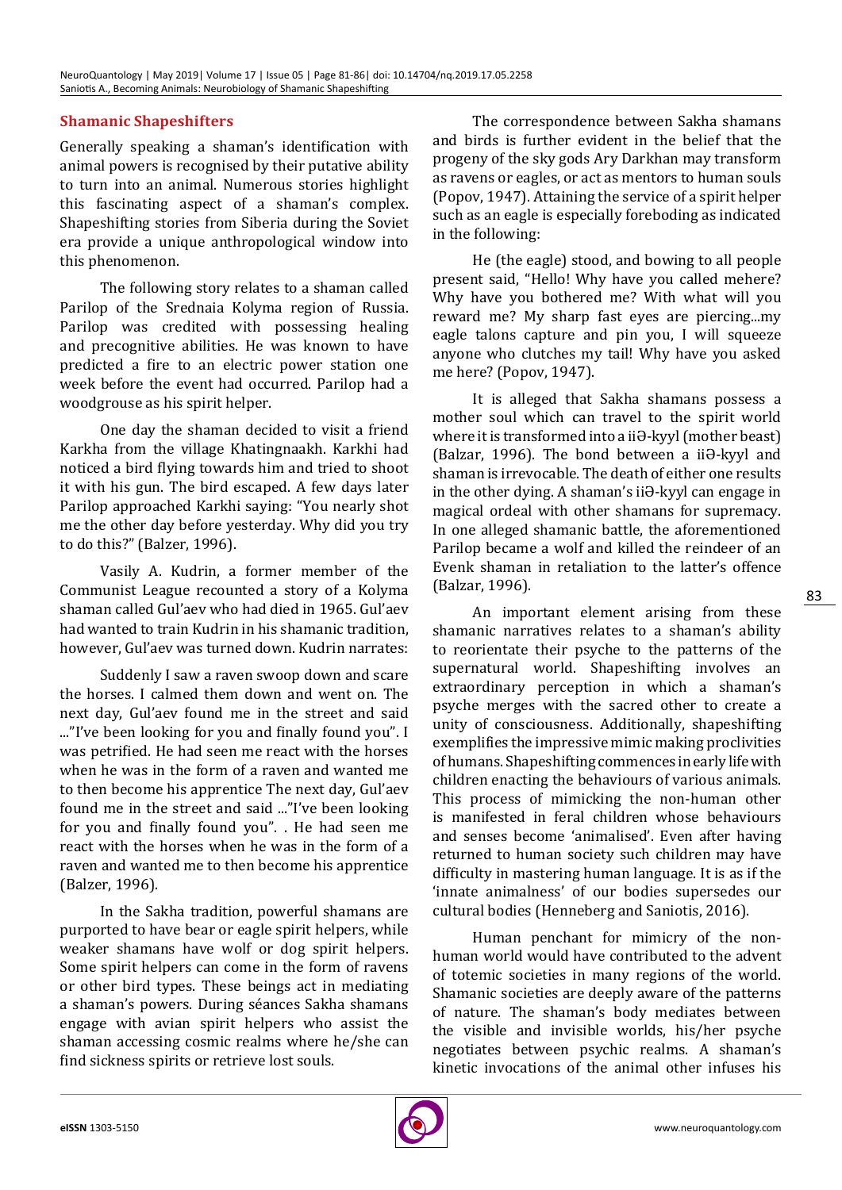### Shamanic Shapeshifters

Generally speaking a shaman's identification with animal powers is recognised by their putative ability to turn into an animal. Numerous stories highlight this fascinating aspect of a shaman's complex. Shapeshifting stories from Siberia during the Soviet era provide a unique anthropological window into this phenomenon.

The following story relates to a shaman called Parilop of the Srednaia Kolyma region of Russia. Parilop was credited with possessing healing and precognitive abilities. He was known to have predicted a fire to an electric power station one week before the event had occurred. Parilop had a woodgrouse as his spirit helper.

One day the shaman decided to visit a friend Karkha from the village Khatingnaakh. Karkhi had noticed a bird flying towards him and tried to shoot it with his gun. The bird escaped. A few days later Parilop approached Karkhi saying: "You nearly shot me the other day before yesterday. Why did you try to do this?" (Balzer, 1996).

Vasily A. Kudrin, a former member of the Communist League recounted a story of a Kolyma shaman called Gul'aev who had died in 1965. Gul'aev had wanted to train Kudrin in his shamanic tradition, however, Gul'aev was turned down. Kudrin narrates:

Suddenly I saw a raven swoop down and scare the horses. I calmed them down and went on. The next day, Gul'aev found me in the street and said ..."I've been looking for you and finally found you". I was petrified. He had seen me react with the horses when he was in the form of a raven and wanted me to then become his apprentice The next day, Gul'aev found me in the street and said ..."I've been looking for you and finally found you". . He had seen me react with the horses when he was in the form of a raven and wanted me to then become his apprentice (Balzer, 1996).

In the Sakha tradition, powerful shamans are purported to have bear or eagle spirit helpers, while weaker shamans have wolf or dog spirit helpers. Some spirit helpers can come in the form of ravens or other bird types. These beings act in mediating a shaman's powers. During séances Sakha shamans engage with avian spirit helpers who assist the shaman accessing cosmic realms where he/she can find sickness spirits or retrieve lost souls.

The correspondence between Sakha shamans and birds is further evident in the belief that the progeny of the sky gods Ary Darkhan may transform as ravens or eagles, or act as mentors to human souls (Popov, 1947). Attaining the service of a spirit helper such as an eagle is especially foreboding as indicated in the following:

He (the eagle) stood, and bowing to all people present said, "Hello! Why have you called mehere? Why have you bothered me? With what will you reward me? My sharp fast eyes are piercing...my eagle talons capture and pin you, I will squeeze anyone who clutches my tail! Why have you asked me here? (Popov, 1947).

It is alleged that Sakha shamans possess a mother soul which can travel to the spirit world where it is transformed into a iiƏ-kyyl (mother beast) (Balzar, 1996). The bond between a iiƏ-kyyl and shaman is irrevocable. The death of either one results in the other dying. A shaman's iiƏ-kyyl can engage in magical ordeal with other shamans for supremacy. In one alleged shamanic battle, the aforementioned Parilop became a wolf and killed the reindeer of an Evenk shaman in retaliation to the latter's offence (Balzar, 1996).

An important element arising from these shamanic narratives relates to a shaman's ability to reorientate their psyche to the patterns of the supernatural world. Shapeshifting involves an extraordinary perception in which a shaman's psyche merges with the sacred other to create a unity of consciousness. Additionally, shapeshifting exemplifies the impressive mimic making proclivities of humans. Shapeshifting commences in early life with children enacting the behaviours of various animals. This process of mimicking the non-human other is manifested in feral children whose behaviours and senses become 'animalised'. Even after having returned to human society such children may have difficulty in mastering human language. It is as if the 'innate animalness' of our bodies supersedes our cultural bodies (Henneberg and Saniotis, 2016).

Human penchant for mimicry of the non-human world would have contributed to the advent of totemic societies in many regions of the world. Shamanic societies are deeply aware of the patterns of nature. The shaman's body mediates between the visible and invisible worlds, his/her psyche negotiates between psychic realms. A shaman's kinetic invocations of the animal other infuses his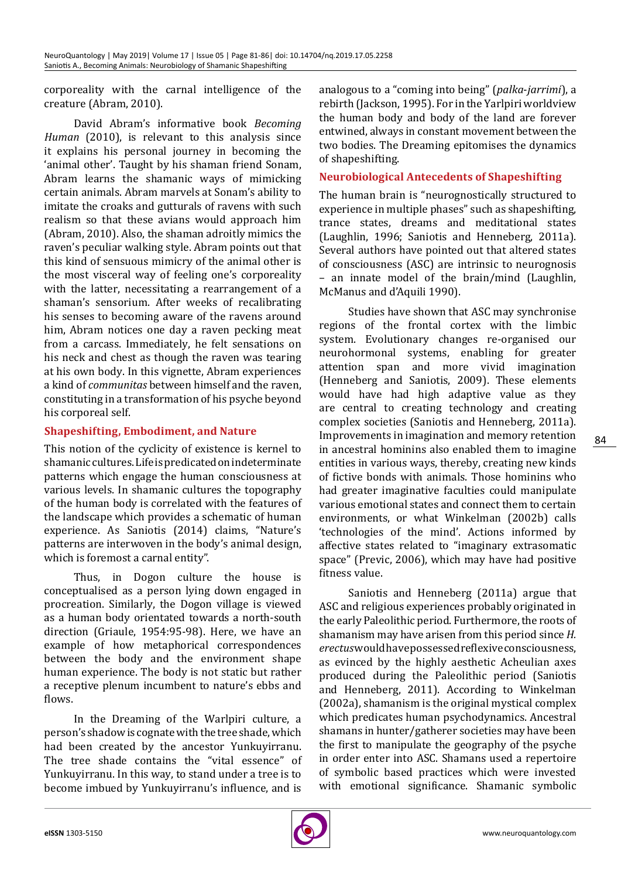corporeality with the carnal intelligence of the creature (Abram, 2010).

David Abram's informative book *Becoming Human* (2010), is relevant to this analysis since it explains his personal journey in becoming the 'animal other'. Taught by his shaman friend Sonam, Abram learns the shamanic ways of mimicking certain animals. Abram marvels at Sonam's ability to imitate the croaks and gutturals of ravens with such realism so that these avians would approach him (Abram, 2010). Also, the shaman adroitly mimics the raven's peculiar walking style. Abram points out that this kind of sensuous mimicry of the animal other is the most visceral way of feeling one's corporeality with the latter, necessitating a rearrangement of a shaman's sensorium. After weeks of recalibrating his senses to becoming aware of the ravens around him, Abram notices one day a raven pecking meat from a carcass. Immediately, he felt sensations on his neck and chest as though the raven was tearing at his own body. In this vignette, Abram experiences a kind of *communitas* between himself and the raven, constituting in a transformation of his psyche beyond his corporeal self.

## Shapeshifting, Embodiment, and Nature

This notion of the cyclicity of existence is kernel to shamanic cultures. Life is predicated on indeterminate patterns which engage the human consciousness at various levels. In shamanic cultures the topography of the human body is correlated with the features of the landscape which provides a schematic of human experience. As Saniotis (2014) claims, "Nature's patterns are interwoven in the body's animal design, which is foremost a carnal entity".

Thus, in Dogon culture the house is conceptualised as a person lying down engaged in procreation. Similarly, the Dogon village is viewed as a human body orientated towards a north-south direction (Griaule, 1954:95-98). Here, we have an example of how metaphorical correspondences between the body and the environment shape human experience. The body is not static but rather a receptive plenum incumbent to nature's ebbs and flows.

In the Dreaming of the Warlpiri culture, a person's shadow is cognate with the tree shade, which had been created by the ancestor Yunkuyirranu. The tree shade contains the "vital essence" of Yunkuyirranu. In this way, to stand under a tree is to become imbued by Yunkuyirranu's influence, and is analogous to a "coming into being" (*palka-jarrimi*), a rebirth (Jackson, 1995). For in the Yarlpiri worldview the human body and body of the land are forever entwined, always in constant movement between the two bodies. The Dreaming epitomises the dynamics of shapeshifting.

## Neurobiological Antecedents of Shapeshifting

The human brain is "neurognostically structured to experience in multiple phases" such as shapeshifting, trance states, dreams and meditational states (Laughlin, 1996; Saniotis and Henneberg, 2011a). Several authors have pointed out that altered states of consciousness (ASC) are intrinsic to neurognosis – an innate model of the brain/mind (Laughlin, McManus and d'Aquili 1990).

Studies have shown that ASC may synchronise regions of the frontal cortex with the limbic system. Evolutionary changes re-organised our neurohormonal systems, enabling for greater attention span and more vivid imagination (Henneberg and Saniotis, 2009). These elements would have had high adaptive value as they are central to creating technology and creating complex societies (Saniotis and Henneberg, 2011a). Improvements in imagination and memory retention in ancestral hominins also enabled them to imagine entities in various ways, thereby, creating new kinds of fictive bonds with animals. Those hominins who had greater imaginative faculties could manipulate various emotional states and connect them to certain environments, or what Winkelman (2002b) calls 'technologies of the mind'. Actions informed by affective states related to "imaginary extrasomatic space" (Previc, 2006), which may have had positive fitness value.

Saniotis and Henneberg (2011a) argue that ASC and religious experiences probably originated in the early Paleolithic period. Furthermore, the roots of shamanism may have arisen from this period since *H. erectus* would have possessed reflexive consciousness, as evinced by the highly aesthetic Acheulian axes produced during the Paleolithic period (Saniotis and Henneberg, 2011). According to Winkelman (2002a), shamanism is the original mystical complex which predicates human psychodynamics. Ancestral shamans in hunter/gatherer societies may have been the first to manipulate the geography of the psyche in order enter into ASC. Shamans used a repertoire of symbolic based practices which were invested with emotional significance. Shamanic symbolic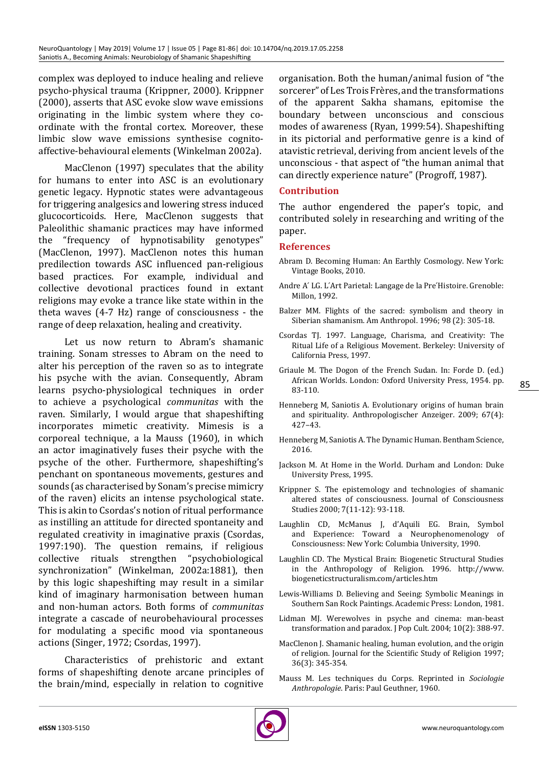complex was deployed to induce healing and relieve psycho-physical trauma (Krippner, 2000). Krippner (2000), asserts that ASC evoke slow wave emissions originating in the limbic system where they co-ordinate with the frontal cortex. Moreover, these limbic slow wave emissions synthesise cognito-affective-behavioural elements (Winkelman 2002a).

MacClenon (1997) speculates that the ability for humans to enter into ASC is an evolutionary genetic legacy. Hypnotic states were advantageous for triggering analgesics and lowering stress induced glucocorticoids. Here, MacClenon suggests that Paleolithic shamanic practices may have informed the "frequency of hypnotisability genotypes" (MacClenon, 1997). MacClenon notes this human predilection towards ASC influenced pan-religious based practices. For example, individual and collective devotional practices found in extant religions may evoke a trance like state within in the theta waves (4-7 Hz) range of consciousness - the range of deep relaxation, healing and creativity.

Let us now return to Abram's shamanic training. Sonam stresses to Abram on the need to alter his perception of the raven so as to integrate his psyche with the avian. Consequently, Abram learns psycho-physiological techniques in order to achieve a psychological *communitas* with the raven. Similarly, I would argue that shapeshifting incorporates mimetic creativity. Mimesis is a corporeal technique, a la Mauss (1960), in which an actor imaginatively fuses their psyche with the psyche of the other. Furthermore, shapeshifting's penchant on spontaneous movements, gestures and sounds (as characterised by Sonam's precise mimicry of the raven) elicits an intense psychological state. This is akin to Csordas's notion of ritual performance as instilling an attitude for directed spontaneity and regulated creativity in imaginative praxis (Csordas, 1997:190). The question remains, if religious collective rituals strengthen "psychobiological synchronization" (Winkelman, 2002a:1881), then by this logic shapeshifting may result in a similar kind of imaginary harmonisation between human and non-human actors. Both forms of *communitas* integrate a cascade of neurobehavioural processes for modulating a specific mood via spontaneous actions (Singer, 1972; Csordas, 1997).

Characteristics of prehistoric and extant forms of shapeshifting denote arcane principles of the brain/mind, especially in relation to cognitive organisation. Both the human/animal fusion of "the sorcerer" of Les Trois Frères, and the transformations of the apparent Sakha shamans, epitomise the boundary between unconscious and conscious modes of awareness (Ryan, 1999:54). Shapeshifting in its pictorial and performative genre is a kind of atavistic retrieval, deriving from ancient levels of the unconscious - that aspect of "the human animal that can directly experience nature" (Progroff, 1987).

## Contribution

The author engendered the paper's topic, and contributed solely in researching and writing of the paper.

## References

Abram D. Becoming Human: An Earthly Cosmology. New York: Vintage Books, 2010.

Andre A´ LG. L´Art Parietal: Langage de la Pre´Histoire. Grenoble: Millon, 1992.

Balzer MM. Flights of the sacred: symbolism and theory in Siberian shamanism. Am Anthropol. 1996; 98 (2): 305-18.

Csordas TJ. 1997. Language, Charisma, and Creativity: The Ritual Life of a Religious Movement. Berkeley: University of California Press, 1997.

Griaule M. The Dogon of the French Sudan. In: Forde D. (ed.) African Worlds. London: Oxford University Press, 1954. pp. 83-110.

Henneberg M, Saniotis A. Evolutionary origins of human brain and spirituality. Anthropologischer Anzeiger. 2009; 67(4): 427–43.

Henneberg M, Saniotis A. The Dynamic Human. Bentham Science, 2016.

Jackson M. At Home in the World. Durham and London: Duke University Press, 1995.

Krippner S. The epistemology and technologies of shamanic altered states of consciousness. Journal of Consciousness Studies 2000; 7(11-12): 93-118.

Laughlin CD, McManus J, d'Aquili EG. Brain, Symbol and Experience: Toward a Neurophenomenology of Consciousness: New York: Columbia University, 1990.

Laughlin CD. The Mystical Brain: Biogenetic Structural Studies in the Anthropology of Religion. 1996. http://www.biogeneticstructuralism.com/articles.htm

Lewis-Williams D. Believing and Seeing: Symbolic Meanings in Southern San Rock Paintings. Academic Press: London, 1981.

Lidman MJ. Werewolves in psyche and cinema: man-beast transformation and paradox. J Pop Cult. 2004; 10(2): 388-97.

MacClenon J. Shamanic healing, human evolution, and the origin of religion. Journal for the Scientific Study of Religion 1997; 36(3): 345-354.

Mauss M. Les techniques du Corps. Reprinted in *Sociologie Anthropologie*. Paris: Paul Geuthner, 1960.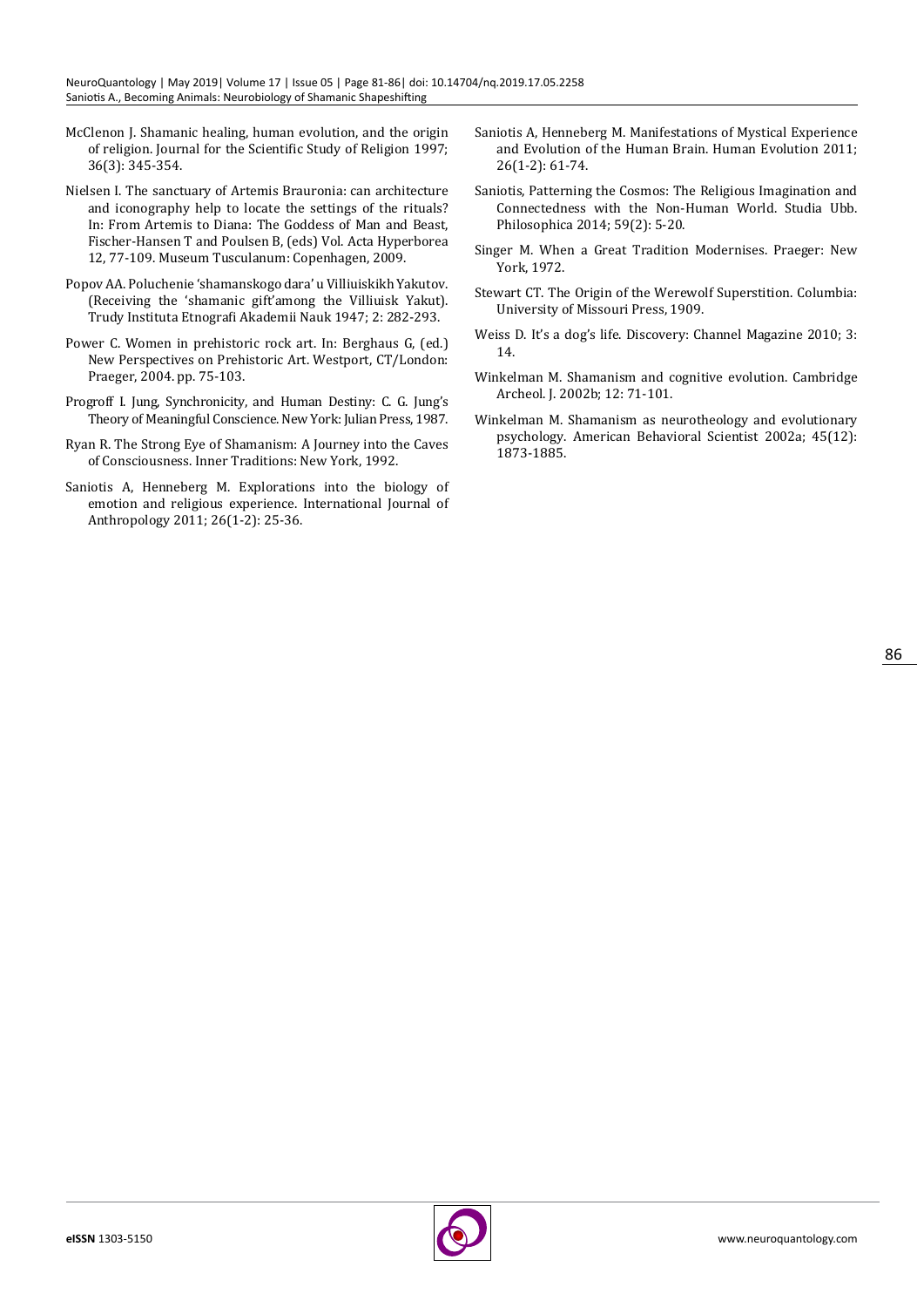McClenon J. Shamanic healing, human evolution, and the origin of religion. Journal for the Scientific Study of Religion 1997; 36(3): 345-354.

Nielsen I. The sanctuary of Artemis Brauronia: can architecture and iconography help to locate the settings of the rituals? In: From Artemis to Diana: The Goddess of Man and Beast, Fischer-Hansen T and Poulsen B, (eds) Vol. Acta Hyperborea 12, 77-109. Museum Tusculanum: Copenhagen, 2009.

Popov AA. Poluchenie 'shamanskogo dara' u Villiuiskikh Yakutov. (Receiving the 'shamanic gift'among the Villiuisk Yakut). Trudy Instituta Etnografi Akademii Nauk 1947; 2: 282-293.

Power C. Women in prehistoric rock art. In: Berghaus G, (ed.) New Perspectives on Prehistoric Art. Westport, CT/London: Praeger, 2004. pp. 75-103.

Progroff I. Jung, Synchronicity, and Human Destiny: C. G. Jung's Theory of Meaningful Conscience. New York: Julian Press, 1987.

Ryan R. The Strong Eye of Shamanism: A Journey into the Caves of Consciousness. Inner Traditions: New York, 1992.

Saniotis A, Henneberg M. Explorations into the biology of emotion and religious experience. International Journal of Anthropology 2011; 26(1-2): 25-36.

Saniotis A, Henneberg M. Manifestations of Mystical Experience and Evolution of the Human Brain. Human Evolution 2011; 26(1-2): 61-74.

Saniotis, Patterning the Cosmos: The Religious Imagination and Connectedness with the Non-Human World. Studia Ubb. Philosophica 2014; 59(2): 5-20.

Singer M. When a Great Tradition Modernises. Praeger: New York, 1972.

Stewart CT. The Origin of the Werewolf Superstition. Columbia: University of Missouri Press, 1909.

Weiss D. It's a dog's life. Discovery: Channel Magazine 2010; 3: 14.

Winkelman M. Shamanism and cognitive evolution. Cambridge Archeol. J. 2002b; 12: 71-101.

Winkelman M. Shamanism as neurotheology and evolutionary psychology. American Behavioral Scientist 2002a; 45(12): 1873-1885.